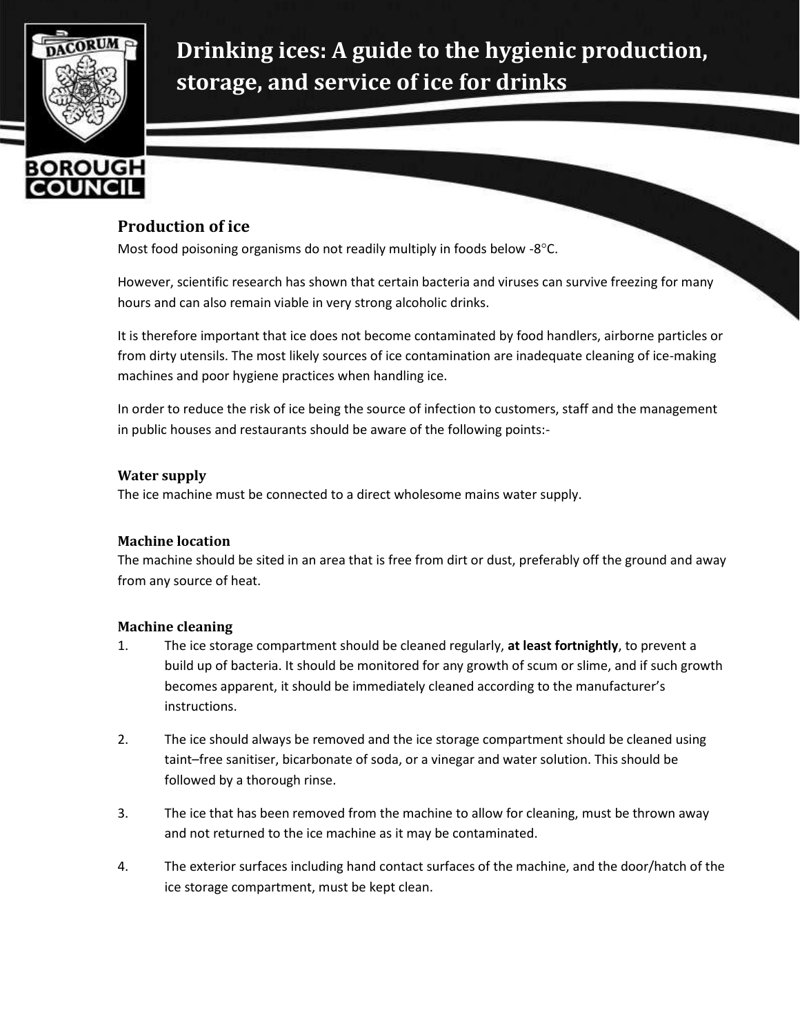# Drinking ices: A guide to the hygienic production, storage, and service of ice for drinks

## Production of ice

Most food poisoning organisms do not readily multiply in foods below -8°C.

However, scientific research has shown that certain bacteria and viruses can survive freezing for many hours and can also remain viable in very strong alcoholic drinks.

It is therefore important that ice does not become contaminated by food handlers, airborne particles or from dirty utensils. The most likely sources of ice contamination are inadequate cleaning of ice-making machines and poor hygiene practices when handling ice.

In order to reduce the risk of ice being the source of infection to customers, staff and the management in public houses and restaurants should be aware of the following points:-

### Water supply

The ice machine must be connected to a direct wholesome mains water supply.

### Machine location

The machine should be sited in an area that is free from dirt or dust, preferably off the ground and away from any source of heat.

### Machine cleaning

1. The ice storage compartment should be cleaned regularly, **at least fortnightly**, to prevent a build up of bacteria. It should be monitored for any growth of scum or slime, and if such growth becomes apparent, it should be immediately cleaned according to the manufacturer's instructions.

2. The ice should always be removed and the ice storage compartment should be cleaned using taint–free sanitiser, bicarbonate of soda, or a vinegar and water solution. This should be followed by a thorough rinse.

3. The ice that has been removed from the machine to allow for cleaning, must be thrown away and not returned to the ice machine as it may be contaminated.

4. The exterior surfaces including hand contact surfaces of the machine, and the door/hatch of the ice storage compartment, must be kept clean.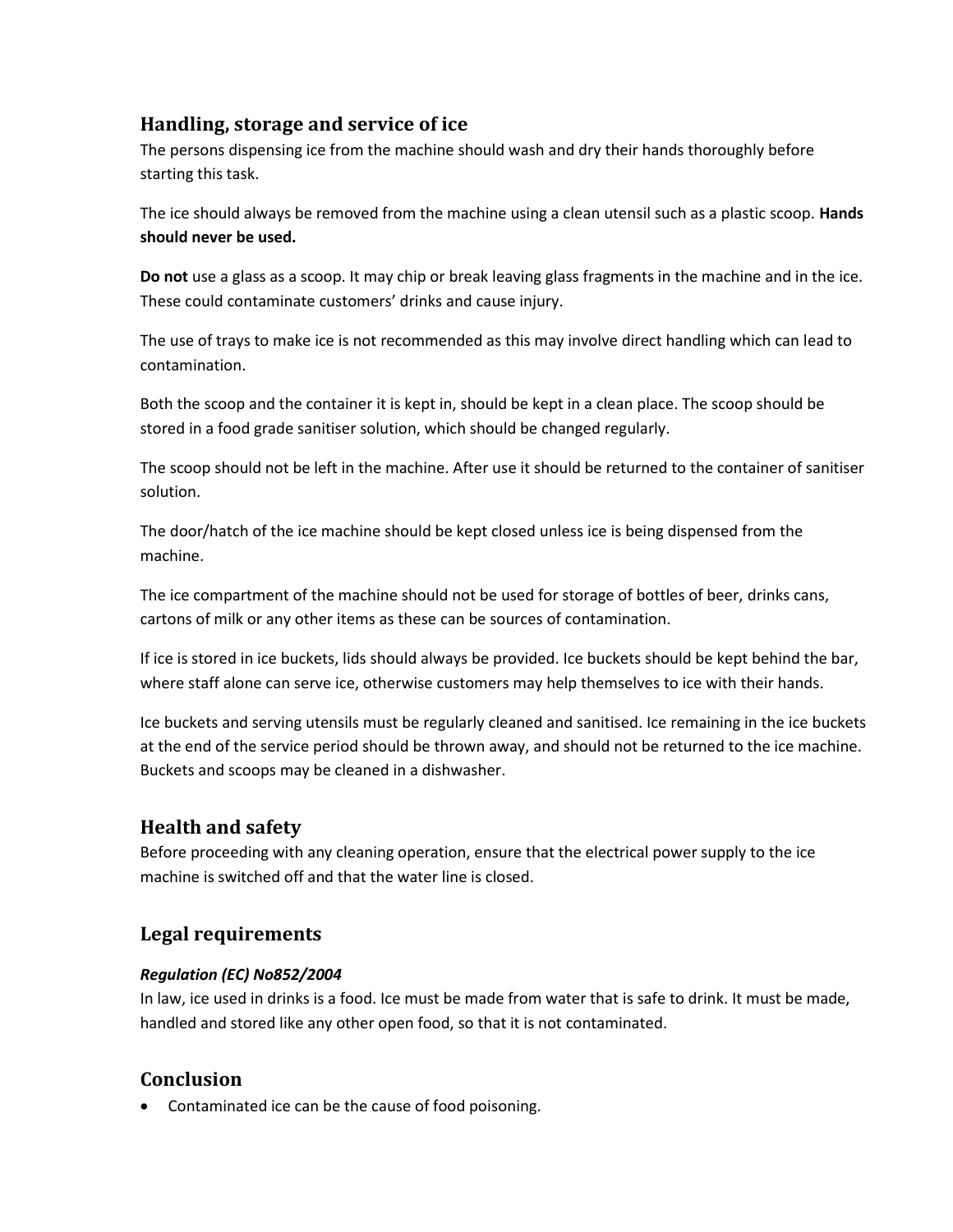## Handling, storage and service of ice

The persons dispensing ice from the machine should wash and dry their hands thoroughly before starting this task.

The ice should always be removed from the machine using a clean utensil such as a plastic scoop. **Hands should never be used.**

**Do not** use a glass as a scoop. It may chip or break leaving glass fragments in the machine and in the ice. These could contaminate customers' drinks and cause injury.

The use of trays to make ice is not recommended as this may involve direct handling which can lead to contamination.

Both the scoop and the container it is kept in, should be kept in a clean place. The scoop should be stored in a food grade sanitiser solution, which should be changed regularly.

The scoop should not be left in the machine. After use it should be returned to the container of sanitiser solution.

The door/hatch of the ice machine should be kept closed unless ice is being dispensed from the machine.

The ice compartment of the machine should not be used for storage of bottles of beer, drinks cans, cartons of milk or any other items as these can be sources of contamination.

If ice is stored in ice buckets, lids should always be provided. Ice buckets should be kept behind the bar, where staff alone can serve ice, otherwise customers may help themselves to ice with their hands.

Ice buckets and serving utensils must be regularly cleaned and sanitised. Ice remaining in the ice buckets at the end of the service period should be thrown away, and should not be returned to the ice machine. Buckets and scoops may be cleaned in a dishwasher.

## Health and safety

Before proceeding with any cleaning operation, ensure that the electrical power supply to the ice machine is switched off and that the water line is closed.

## Legal requirements

***Regulation (EC) No852/2004***

In law, ice used in drinks is a food. Ice must be made from water that is safe to drink. It must be made, handled and stored like any other open food, so that it is not contaminated.

## Conclusion

- Contaminated ice can be the cause of food poisoning.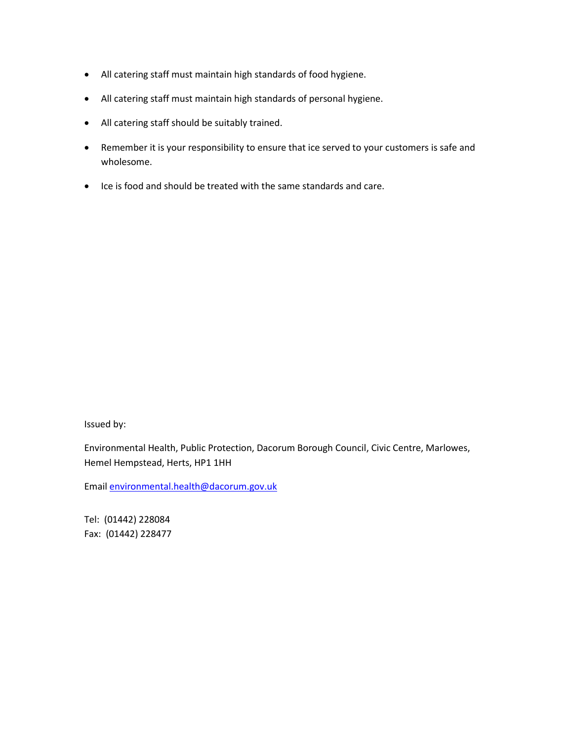- All catering staff must maintain high standards of food hygiene.
- All catering staff must maintain high standards of personal hygiene.
- All catering staff should be suitably trained.
- Remember it is your responsibility to ensure that ice served to your customers is safe and wholesome.
- Ice is food and should be treated with the same standards and care.

Issued by:

Environmental Health, Public Protection, Dacorum Borough Council, Civic Centre, Marlowes, Hemel Hempstead, Herts, HP1 1HH

Email [environmental.health@dacorum.gov.uk](mailto:environmental.health@dacorum.gov.uk)

Tel: (01442) 228084
Fax: (01442) 228477